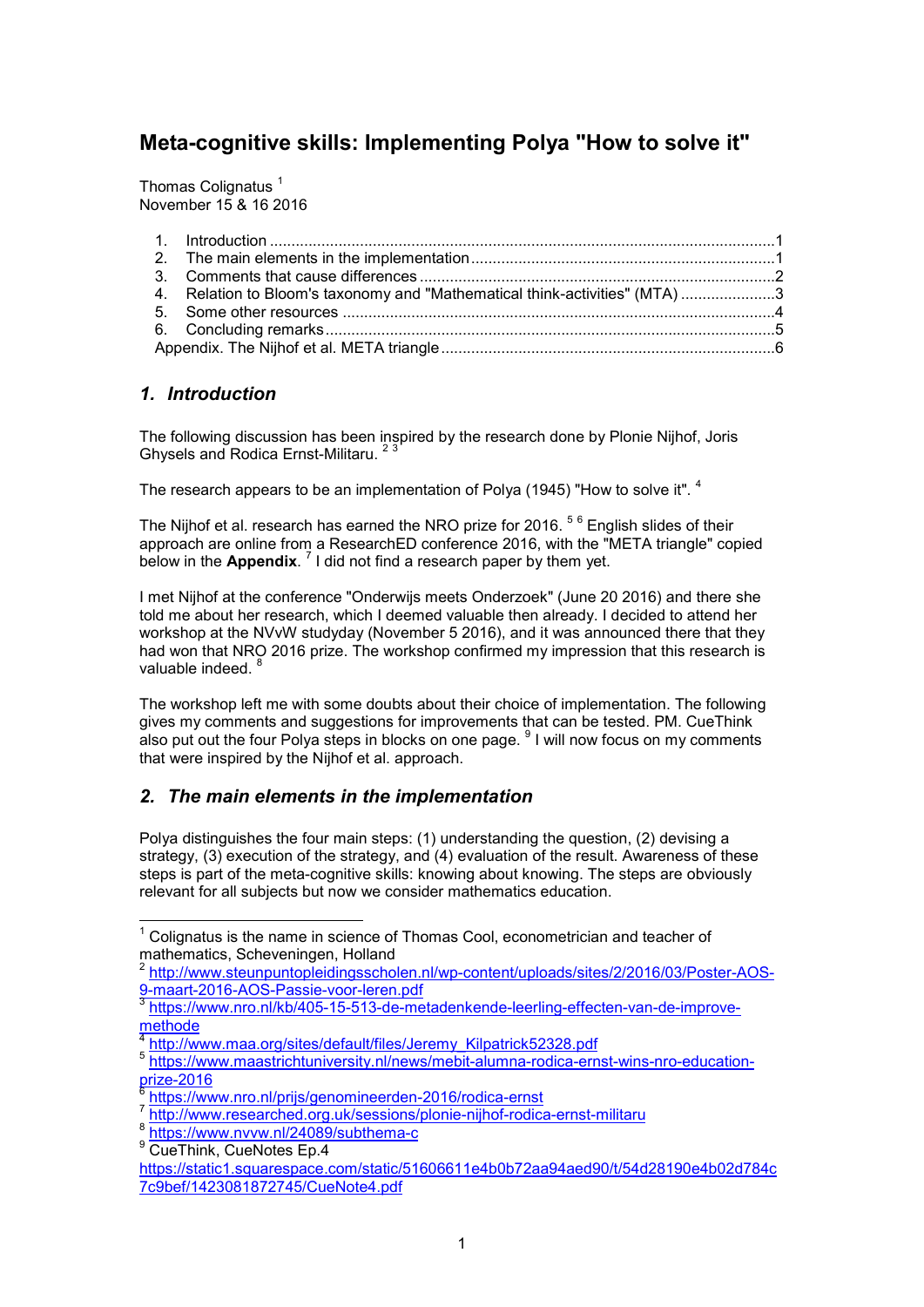# Meta-cognitive skills: Implementing Polya "How to solve it"

Thomas Colignatus [1]
November 15 & 16 2016

1. Introduction ....................................................................................................................1
2. The main elements in the implementation ......................................................................1
3. Comments that cause differences ..................................................................................2
4. Relation to Bloom's taxonomy and "Mathematical think-activities" (MTA) ......................3
5. Some other resources ....................................................................................................4
6. Concluding remarks........................................................................................................5

Appendix. The Nijhof et al. META triangle .............................................................................6

## *1. Introduction*

The following discussion has been inspired by the research done by Plonie Nijhof, Joris Ghysels and Rodica Ernst-Militaru. [2] [3]

The research appears to be an implementation of Polya (1945) "How to solve it". [4]

The Nijhof et al. research has earned the NRO prize for 2016. [5] [6] English slides of their approach are online from a ResearchED conference 2016, with the "META triangle" copied below in the **Appendix**. [7] I did not find a research paper by them yet.

I met Nijhof at the conference "Onderwijs meets Onderzoek" (June 20 2016) and there she told me about her research, which I deemed valuable then already. I decided to attend her workshop at the NVvW studyday (November 5 2016), and it was announced there that they had won that NRO 2016 prize. The workshop confirmed my impression that this research is valuable indeed. [8]

The workshop left me with some doubts about their choice of implementation. The following gives my comments and suggestions for improvements that can be tested. PM. CueThink also put out the four Polya steps in blocks on one page. [9] I will now focus on my comments that were inspired by the Nijhof et al. approach.

## *2. The main elements in the implementation*

Polya distinguishes the four main steps: (1) understanding the question, (2) devising a strategy, (3) execution of the strategy, and (4) evaluation of the result. Awareness of these steps is part of the meta-cognitive skills: knowing about knowing. The steps are obviously relevant for all subjects but now we consider mathematics education.

---

[1] Colignatus is the name in science of Thomas Cool, econometrician and teacher of mathematics, Scheveningen, Holland

[2] http://www.steunpuntopleidingsscholen.nl/wp-content/uploads/sites/2/2016/03/Poster-AOS-9-maart-2016-AOS-Passie-voor-leren.pdf

[3] https://www.nro.nl/kb/405-15-513-de-metadenkende-leerling-effecten-van-de-improve-methode

[4] http://www.maa.org/sites/default/files/Jeremy_Kilpatrick52328.pdf

[5] https://www.maastrichtuniversity.nl/news/mebit-alumna-rodica-ernst-wins-nro-education-prize-2016

[6] https://www.nro.nl/prijs/genomineerden-2016/rodica-ernst

[7] http://www.researched.org.uk/sessions/plonie-nijhof-rodica-ernst-militaru

[8] https://www.nvvw.nl/24089/subthema-c

[9] CueThink, CueNotes Ep.4 https://static1.squarespace.com/static/51606611e4b0b72aa94aed90/t/54d28190e4b02d784c7c9bef/1423081872745/CueNote4.pdf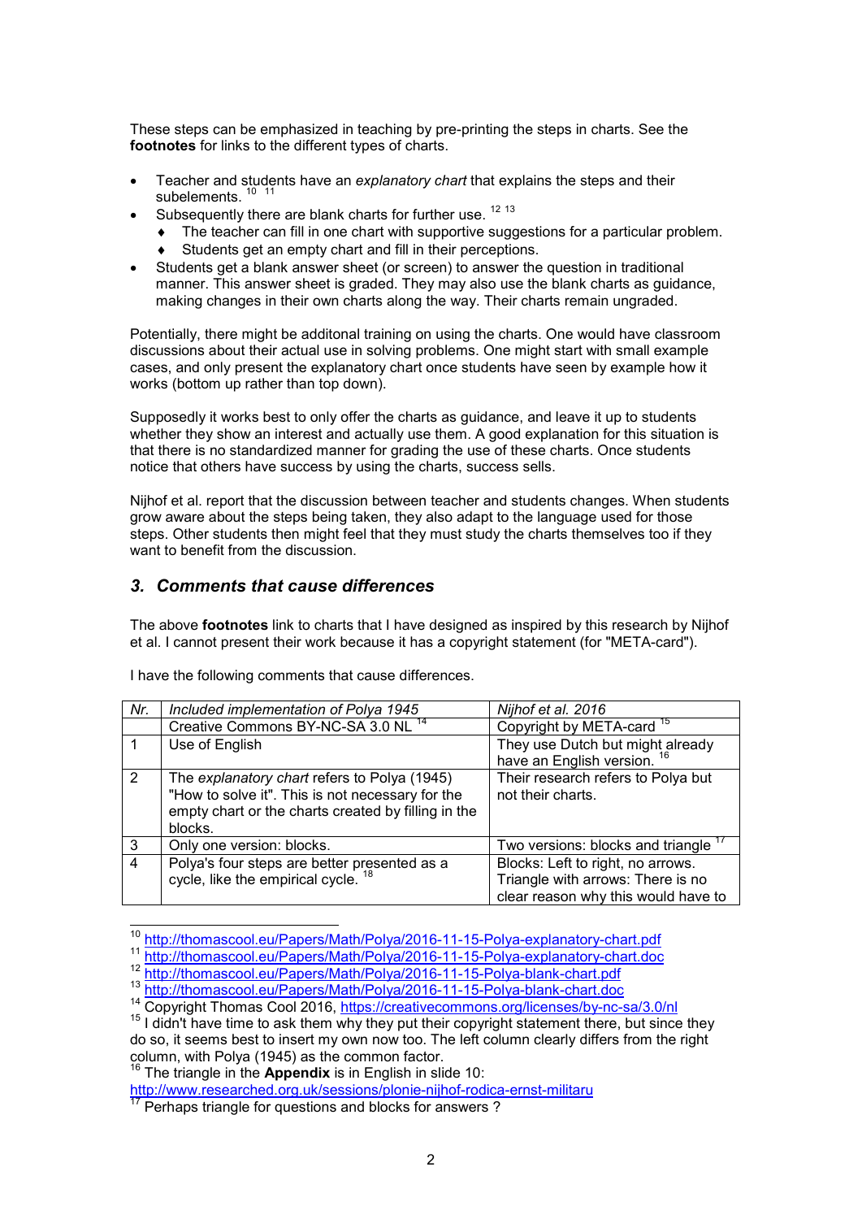These steps can be emphasized in teaching by pre-printing the steps in charts. See the **footnotes** for links to the different types of charts.

- Teacher and students have an *explanatory chart* that explains the steps and their subelements. [10] [11]
- Subsequently there are blank charts for further use. [12] [13]
  - The teacher can fill in one chart with supportive suggestions for a particular problem.
  - Students get an empty chart and fill in their perceptions.
- Students get a blank answer sheet (or screen) to answer the question in traditional manner. This answer sheet is graded. They may also use the blank charts as guidance, making changes in their own charts along the way. Their charts remain ungraded.

Potentially, there might be additonal training on using the charts. One would have classroom discussions about their actual use in solving problems. One might start with small example cases, and only present the explanatory chart once students have seen by example how it works (bottom up rather than top down).

Supposedly it works best to only offer the charts as guidance, and leave it up to students whether they show an interest and actually use them. A good explanation for this situation is that there is no standardized manner for grading the use of these charts. Once students notice that others have success by using the charts, success sells.

Nijhof et al. report that the discussion between teacher and students changes. When students grow aware about the steps being taken, they also adapt to the language used for those steps. Other students then might feel that they must study the charts themselves too if they want to benefit from the discussion.

## 3. *Comments that cause differences*

The above **footnotes** link to charts that I have designed as inspired by this research by Nijhof et al. I cannot present their work because it has a copyright statement (for "META-card").

I have the following comments that cause differences.

| *Nr.* | *Included implementation of Polya 1945* | *Nijhof et al. 2016* |
|---|---|---|
| | Creative Commons BY-NC-SA 3.0 NL [14] | Copyright by META-card [15] |
| 1 | Use of English | They use Dutch but might already have an English version. [16] |
| 2 | The *explanatory chart* refers to Polya (1945) "How to solve it". This is not necessary for the empty chart or the charts created by filling in the blocks. | Their research refers to Polya but not their charts. |
| 3 | Only one version: blocks. | Two versions: blocks and triangle [17] |
| 4 | Polya's four steps are better presented as a cycle, like the empirical cycle. [18] | Blocks: Left to right, no arrows. Triangle with arrows: There is no clear reason why this would have to |

[10] http://thomascool.eu/Papers/Math/Polya/2016-11-15-Polya-explanatory-chart.pdf

[11] http://thomascool.eu/Papers/Math/Polya/2016-11-15-Polya-explanatory-chart.doc

[12] http://thomascool.eu/Papers/Math/Polya/2016-11-15-Polya-blank-chart.pdf

[13] http://thomascool.eu/Papers/Math/Polya/2016-11-15-Polya-blank-chart.doc

[14] Copyright Thomas Cool 2016, https://creativecommons.org/licenses/by-nc-sa/3.0/nl

[15] I didn't have time to ask them why they put their copyright statement there, but since they do so, it seems best to insert my own now too. The left column clearly differs from the right column, with Polya (1945) as the common factor.

[16] The triangle in the **Appendix** is in English in slide 10: http://www.researched.org.uk/sessions/plonie-nijhof-rodica-ernst-militaru

[17] Perhaps triangle for questions and blocks for answers ?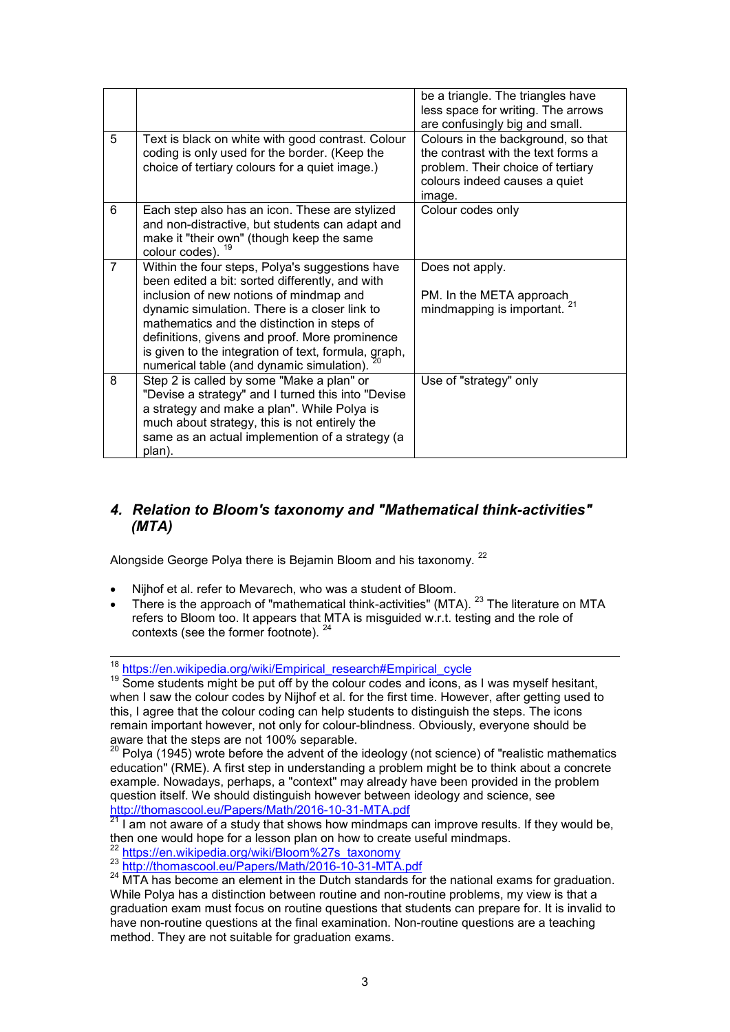| | | |
|---|---|---|
| | | be a triangle. The triangles have less space for writing. The arrows are confusingly big and small. |
| 5 | Text is black on white with good contrast. Colour coding is only used for the border. (Keep the choice of tertiary colours for a quiet image.) | Colours in the background, so that the contrast with the text forms a problem. Their choice of tertiary colours indeed causes a quiet image. |
| 6 | Each step also has an icon. These are stylized and non-distractive, but students can adapt and make it "their own" (though keep the same colour codes). [19] | Colour codes only |
| 7 | Within the four steps, Polya's suggestions have been edited a bit: sorted differently, and with inclusion of new notions of mindmap and dynamic simulation. There is a closer link to mathematics and the distinction in steps of definitions, givens and proof. More prominence is given to the integration of text, formula, graph, numerical table (and dynamic simulation). [20] | Does not apply.<br><br>PM. In the META approach mindmapping is important. [21] |
| 8 | Step 2 is called by some "Make a plan" or "Devise a strategy" and I turned this into "Devise a strategy and make a plan". While Polya is much about strategy, this is not entirely the same as an actual implemention of a strategy (a plan). | Use of "strategy" only |

## *4. Relation to Bloom's taxonomy and "Mathematical think-activities" (MTA)*

Alongside George Polya there is Bejamin Bloom and his taxonomy. [22]

- Nijhof et al. refer to Mevarech, who was a student of Bloom.
- There is the approach of "mathematical think-activities" (MTA). [23] The literature on MTA refers to Bloom too. It appears that MTA is misguided w.r.t. testing and the role of contexts (see the former footnote). [24]

---

[18] https://en.wikipedia.org/wiki/Empirical_research#Empirical_cycle

[19] Some students might be put off by the colour codes and icons, as I was myself hesitant, when I saw the colour codes by Nijhof et al. for the first time. However, after getting used to this, I agree that the colour coding can help students to distinguish the steps. The icons remain important however, not only for colour-blindness. Obviously, everyone should be aware that the steps are not 100% separable.

[20] Polya (1945) wrote before the advent of the ideology (not science) of "realistic mathematics education" (RME). A first step in understanding a problem might be to think about a concrete example. Nowadays, perhaps, a "context" may already have been provided in the problem question itself. We should distinguish however between ideology and science, see http://thomascool.eu/Papers/Math/2016-10-31-MTA.pdf

[21] I am not aware of a study that shows how mindmaps can improve results. If they would be, then one would hope for a lesson plan on how to create useful mindmaps.

[22] https://en.wikipedia.org/wiki/Bloom%27s_taxonomy

[23] http://thomascool.eu/Papers/Math/2016-10-31-MTA.pdf

[24] MTA has become an element in the Dutch standards for the national exams for graduation. While Polya has a distinction between routine and non-routine problems, my view is that a graduation exam must focus on routine questions that students can prepare for. It is invalid to have non-routine questions at the final examination. Non-routine questions are a teaching method. They are not suitable for graduation exams.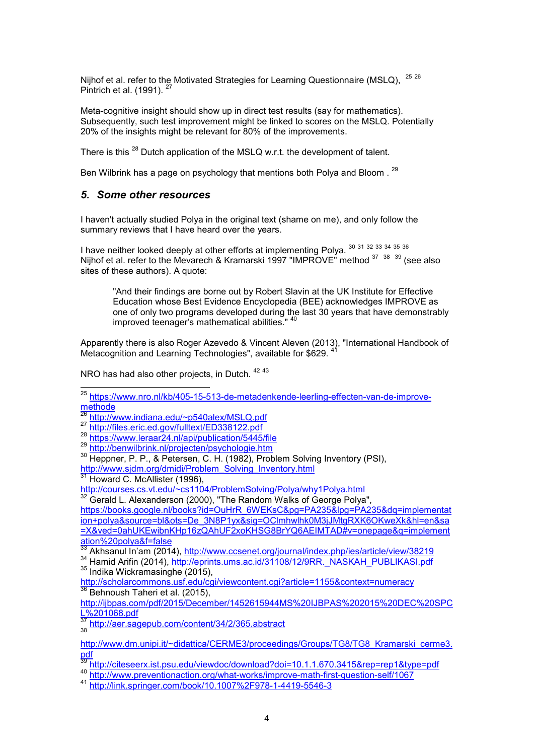Nijhof et al. refer to the Motivated Strategies for Learning Questionnaire (MSLQ), [25] [26] Pintrich et al. (1991). [27]

Meta-cognitive insight should show up in direct test results (say for mathematics). Subsequently, such test improvement might be linked to scores on the MSLQ. Potentially 20% of the insights might be relevant for 80% of the improvements.

There is this [28] Dutch application of the MSLQ w.r.t. the development of talent.

Ben Wilbrink has a page on psychology that mentions both Polya and Bloom . [29]

## *5. Some other resources*

I haven't actually studied Polya in the original text (shame on me), and only follow the summary reviews that I have heard over the years.

I have neither looked deeply at other efforts at implementing Polya. [30] [31] [32] [33] [34] [35] [36] Nijhof et al. refer to the Mevarech & Kramarski 1997 "IMPROVE" method [37] [38] [39] (see also sites of these authors). A quote:

> "And their findings are borne out by Robert Slavin at the UK Institute for Effective Education whose Best Evidence Encyclopedia (BEE) acknowledges IMPROVE as one of only two programs developed during the last 30 years that have demonstrably improved teenager's mathematical abilities." [40]

Apparently there is also Roger Azevedo & Vincent Aleven (2013), "International Handbook of Metacognition and Learning Technologies", available for $629. [41]

NRO has had also other projects, in Dutch. [42] [43]

---

[25] https://www.nro.nl/kb/405-15-513-de-metadenkende-leerling-effecten-van-de-improve-methode

[26] http://www.indiana.edu/~p540alex/MSLQ.pdf

[27] http://files.eric.ed.gov/fulltext/ED338122.pdf

[28] https://www.leraar24.nl/api/publication/5445/file

[29] http://benwilbrink.nl/projecten/psychologie.htm

[30] Heppner, P. P., & Petersen, C. H. (1982), Problem Solving Inventory (PSI), http://www.sjdm.org/dmidi/Problem_Solving_Inventory.html

[31] Howard C. McAllister (1996), http://courses.cs.vt.edu/~cs1104/ProblemSolving/Polya/why1Polya.html

[32] Gerald L. Alexanderson (2000), "The Random Walks of George Polya", https://books.google.nl/books?id=OuHrR_6WEKsC&pg=PA235&lpg=PA235&dq=implementation+polya&source=bl&ots=De_3N8P1yx&sig=OClmhwlhk0M3jJMtgRXK6OKweXk&hl=en&sa=X&ved=0ahUKEwibnKHp16zQAhUF2xoKHSG8BrYQ6AEIMTAD#v=onepage&q=implementation%20polya&f=false

[33] Akhsanul In'am (2014), http://www.ccsenet.org/journal/index.php/ies/article/view/38219

[34] Hamid Arifin (2014), http://eprints.ums.ac.id/31108/12/9RR._NASKAH_PUBLIKASI.pdf

[35] Indika Wickramasinghe (2015), http://scholarcommons.usf.edu/cgi/viewcontent.cgi?article=1155&context=numeracy

[36] Behnoush Taheri et al. (2015), http://ijbpas.com/pdf/2015/December/1452615944MS%20IJBPAS%202015%20DEC%20SPCL%201068.pdf

[37] http://aer.sagepub.com/content/34/2/365.abstract

[38] http://www.dm.unipi.it/~didattica/CERME3/proceedings/Groups/TG8/TG8_Kramarski_cerme3.pdf

[39] http://citeseerx.ist.psu.edu/viewdoc/download?doi=10.1.1.670.3415&rep=rep1&type=pdf

[40] http://www.preventionaction.org/what-works/improve-math-first-question-self/1067

[41] http://link.springer.com/book/10.1007%2F978-1-4419-5546-3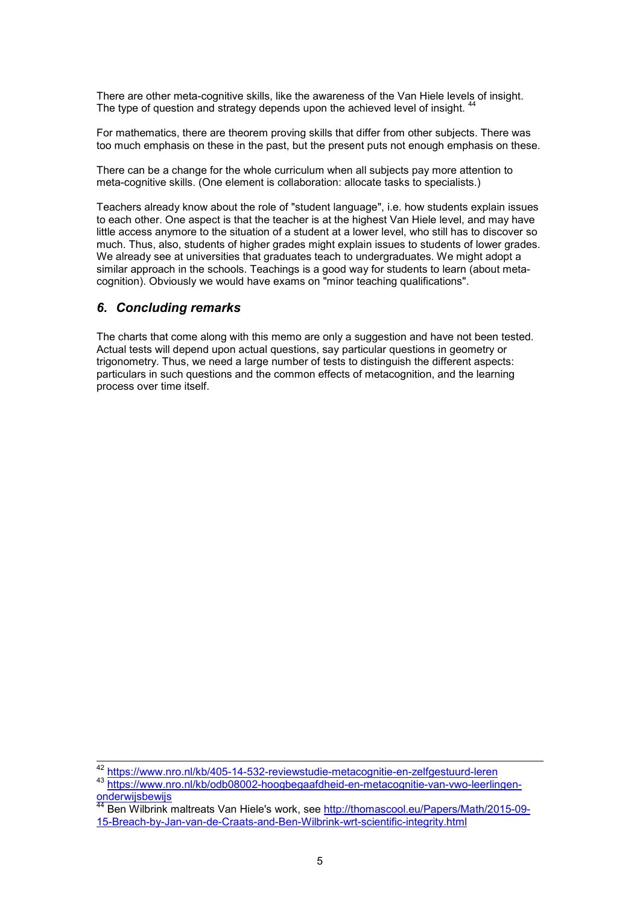There are other meta-cognitive skills, like the awareness of the Van Hiele levels of insight. The type of question and strategy depends upon the achieved level of insight. [44]

For mathematics, there are theorem proving skills that differ from other subjects. There was too much emphasis on these in the past, but the present puts not enough emphasis on these.

There can be a change for the whole curriculum when all subjects pay more attention to meta-cognitive skills. (One element is collaboration: allocate tasks to specialists.)

Teachers already know about the role of "student language", i.e. how students explain issues to each other. One aspect is that the teacher is at the highest Van Hiele level, and may have little access anymore to the situation of a student at a lower level, who still has to discover so much. Thus, also, students of higher grades might explain issues to students of lower grades. We already see at universities that graduates teach to undergraduates. We might adopt a similar approach in the schools. Teachings is a good way for students to learn (about meta-cognition). Obviously we would have exams on "minor teaching qualifications".

## *6. Concluding remarks*

The charts that come along with this memo are only a suggestion and have not been tested. Actual tests will depend upon actual questions, say particular questions in geometry or trigonometry. Thus, we need a large number of tests to distinguish the different aspects: particulars in such questions and the common effects of metacognition, and the learning process over time itself.

---

[42] https://www.nro.nl/kb/405-14-532-reviewstudie-metacognitie-en-zelfgestuurd-leren

[43] https://www.nro.nl/kb/odb08002-hoogbegaafdheid-en-metacognitie-van-vwo-leerlingen-onderwijsbewijs

[44] Ben Wilbrink maltreats Van Hiele's work, see http://thomascool.eu/Papers/Math/2015-09-15-Breach-by-Jan-van-de-Craats-and-Ben-Wilbrink-wrt-scientific-integrity.html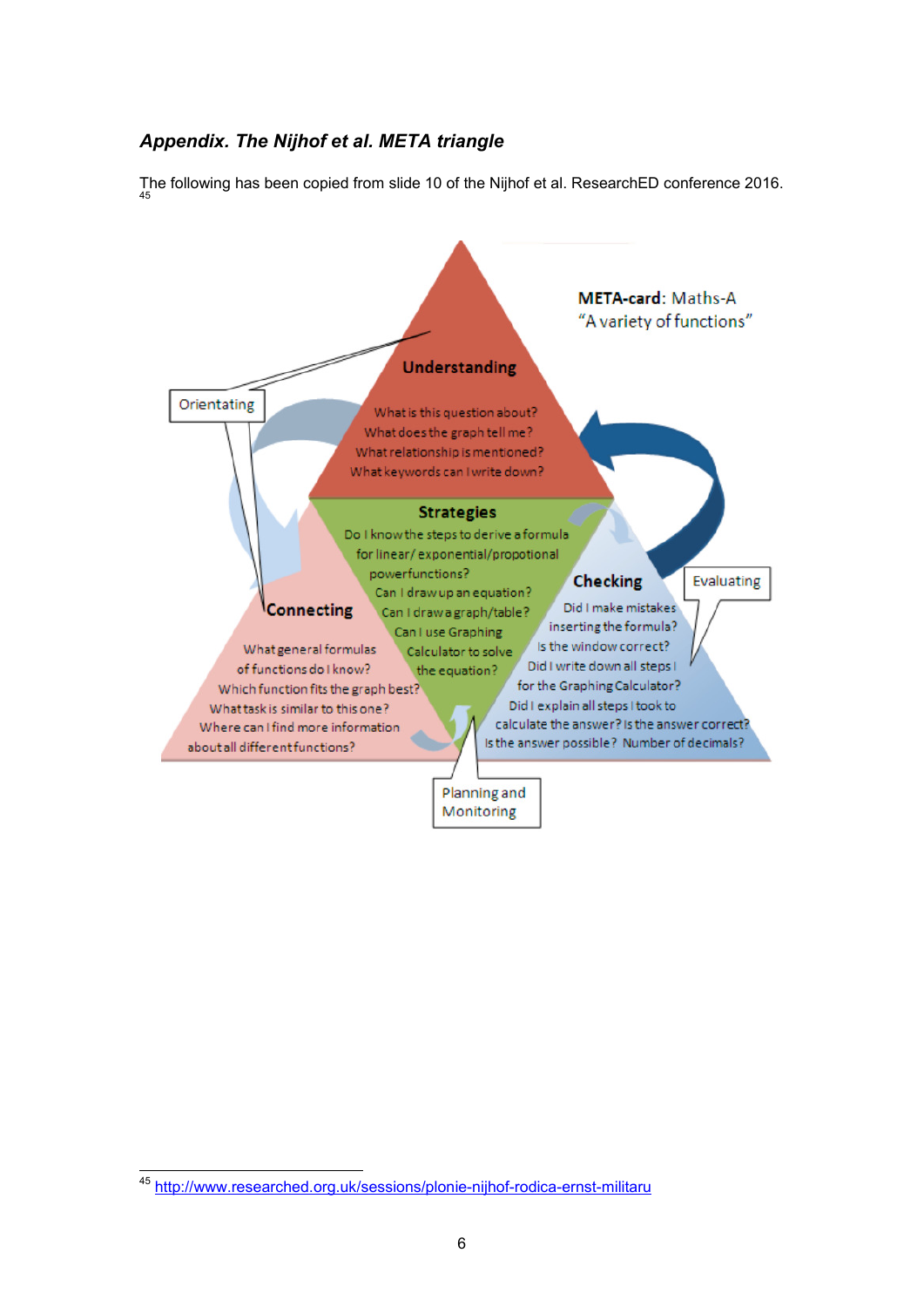### *Appendix. The Nijhof et al. META triangle*

The following has been copied from slide 10 of the Nijhof et al. ResearchED conference 2016.[45]

**META-card**: Maths-A
"A variety of functions"

**Understanding**

What is this question about?
What does the graph tell me?
What relationship is mentioned?
What keywords can I write down?

**Strategies**

Do I know the steps to derive a formula for linear/ exponential/propotional powerfunctions?
Can I draw up an equation?
Can I draw a graph/table?
Can I use Graphing Calculator to solve the equation?

**Connecting**

What general formulas of functions do I know?
Which function fits the graph best?
What task is similar to this one?
Where can I find more information about all different functions?

**Checking**

Did I make mistakes inserting the formula?
Is the window correct?
Did I write down all steps I for the Graphing Calculator?
Did I explain all steps I took to calculate the answer? Is the answer correct?
Is the answer possible? Number of decimals?

Orientating

Evaluating

Planning and Monitoring

---

[45] http://www.researched.org.uk/sessions/plonie-nijhof-rodica-ernst-militaru